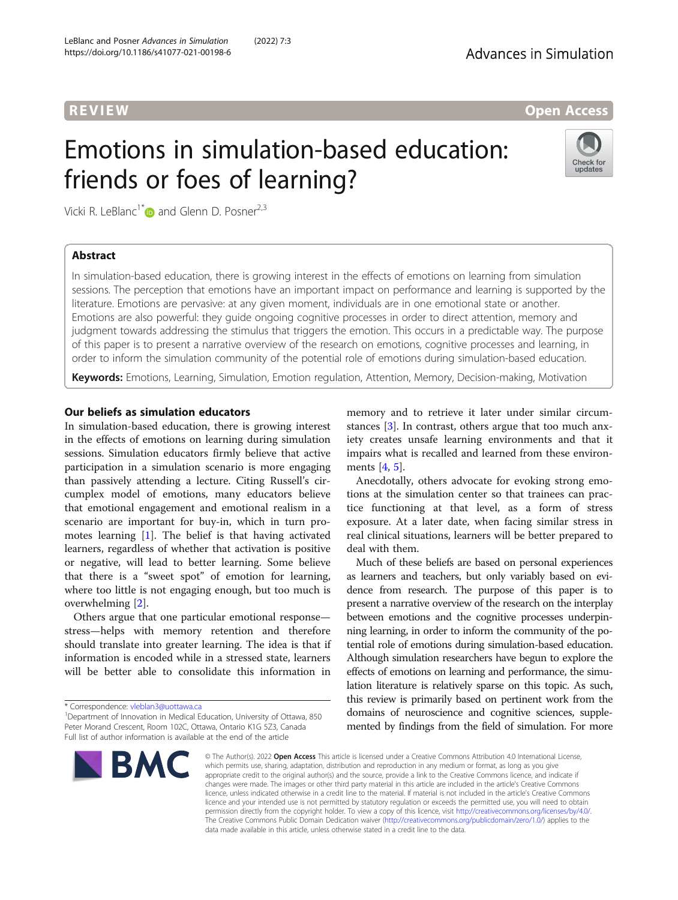REVIEW Open Access

# Emotions in simulation-based education: friends or foes of learning?

Vicki R. LeBlanc[1*] and Glenn D. Posner[2,3]

## Abstract

In simulation-based education, there is growing interest in the effects of emotions on learning from simulation sessions. The perception that emotions have an important impact on performance and learning is supported by the literature. Emotions are pervasive: at any given moment, individuals are in one emotional state or another. Emotions are also powerful: they guide ongoing cognitive processes in order to direct attention, memory and judgment towards addressing the stimulus that triggers the emotion. This occurs in a predictable way. The purpose of this paper is to present a narrative overview of the research on emotions, cognitive processes and learning, in order to inform the simulation community of the potential role of emotions during simulation-based education.

**Keywords:** Emotions, Learning, Simulation, Emotion regulation, Attention, Memory, Decision-making, Motivation

## Our beliefs as simulation educators

In simulation-based education, there is growing interest in the effects of emotions on learning during simulation sessions. Simulation educators firmly believe that active participation in a simulation scenario is more engaging than passively attending a lecture. Citing Russell's circumplex model of emotions, many educators believe that emotional engagement and emotional realism in a scenario are important for buy-in, which in turn promotes learning [1]. The belief is that having activated learners, regardless of whether that activation is positive or negative, will lead to better learning. Some believe that there is a "sweet spot" of emotion for learning, where too little is not engaging enough, but too much is overwhelming [2].

Others argue that one particular emotional response—stress—helps with memory retention and therefore should translate into greater learning. The idea is that if information is encoded while in a stressed state, learners will be better able to consolidate this information in memory and to retrieve it later under similar circumstances [3]. In contrast, others argue that too much anxiety creates unsafe learning environments and that it impairs what is recalled and learned from these environments [4, 5].

Anecdotally, others advocate for evoking strong emotions at the simulation center so that trainees can practice functioning at that level, as a form of stress exposure. At a later date, when facing similar stress in real clinical situations, learners will be better prepared to deal with them.

Much of these beliefs are based on personal experiences as learners and teachers, but only variably based on evidence from research. The purpose of this paper is to present a narrative overview of the research on the interplay between emotions and the cognitive processes underpinning learning, in order to inform the community of the potential role of emotions during simulation-based education. Although simulation researchers have begun to explore the effects of emotions on learning and performance, the simulation literature is relatively sparse on this topic. As such, this review is primarily based on pertinent work from the domains of neuroscience and cognitive sciences, supplemented by findings from the field of simulation. For more

* Correspondence: vleblan3@uottawa.ca
[1]Department of Innovation in Medical Education, University of Ottawa, 850 Peter Morand Crescent, Room 102C, Ottawa, Ontario K1G 5Z3, Canada
Full list of author information is available at the end of the article

© The Author(s). 2022 **Open Access** This article is licensed under a Creative Commons Attribution 4.0 International License, which permits use, sharing, adaptation, distribution and reproduction in any medium or format, as long as you give appropriate credit to the original author(s) and the source, provide a link to the Creative Commons licence, and indicate if changes were made. The images or other third party material in this article are included in the article's Creative Commons licence, unless indicated otherwise in a credit line to the material. If material is not included in the article's Creative Commons licence and your intended use is not permitted by statutory regulation or exceeds the permitted use, you will need to obtain permission directly from the copyright holder. To view a copy of this licence, visit http://creativecommons.org/licenses/by/4.0/. The Creative Commons Public Domain Dedication waiver (http://creativecommons.org/publicdomain/zero/1.0/) applies to the data made available in this article, unless otherwise stated in a credit line to the data.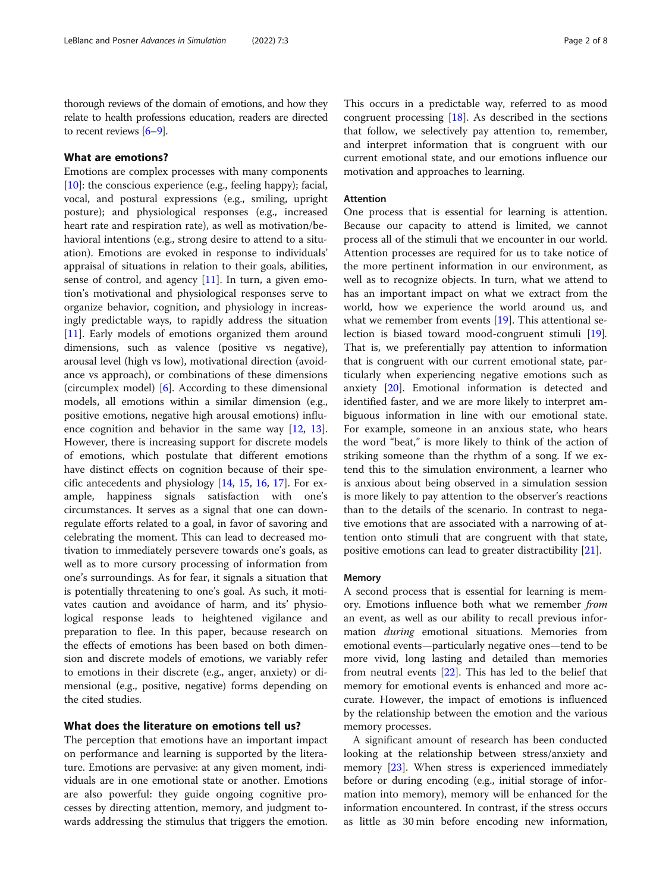thorough reviews of the domain of emotions, and how they relate to health professions education, readers are directed to recent reviews [6–9].

## What are emotions?

Emotions are complex processes with many components [10]: the conscious experience (e.g., feeling happy); facial, vocal, and postural expressions (e.g., smiling, upright posture); and physiological responses (e.g., increased heart rate and respiration rate), as well as motivation/behavioral intentions (e.g., strong desire to attend to a situation). Emotions are evoked in response to individuals' appraisal of situations in relation to their goals, abilities, sense of control, and agency [11]. In turn, a given emotion's motivational and physiological responses serve to organize behavior, cognition, and physiology in increasingly predictable ways, to rapidly address the situation [11]. Early models of emotions organized them around dimensions, such as valence (positive vs negative), arousal level (high vs low), motivational direction (avoidance vs approach), or combinations of these dimensions (circumplex model) [6]. According to these dimensional models, all emotions within a similar dimension (e.g., positive emotions, negative high arousal emotions) influence cognition and behavior in the same way [12, 13]. However, there is increasing support for discrete models of emotions, which postulate that different emotions have distinct effects on cognition because of their specific antecedents and physiology [14, 15, 16, 17]. For example, happiness signals satisfaction with one's circumstances. It serves as a signal that one can down-regulate efforts related to a goal, in favor of savoring and celebrating the moment. This can lead to decreased motivation to immediately persevere towards one's goals, as well as to more cursory processing of information from one's surroundings. As for fear, it signals a situation that is potentially threatening to one's goal. As such, it motivates caution and avoidance of harm, and its' physiological response leads to heightened vigilance and preparation to flee. In this paper, because research on the effects of emotions has been based on both dimension and discrete models of emotions, we variably refer to emotions in their discrete (e.g., anger, anxiety) or dimensional (e.g., positive, negative) forms depending on the cited studies.

## What does the literature on emotions tell us?

The perception that emotions have an important impact on performance and learning is supported by the literature. Emotions are pervasive: at any given moment, individuals are in one emotional state or another. Emotions are also powerful: they guide ongoing cognitive processes by directing attention, memory, and judgment towards addressing the stimulus that triggers the emotion. This occurs in a predictable way, referred to as mood congruent processing [18]. As described in the sections that follow, we selectively pay attention to, remember, and interpret information that is congruent with our current emotional state, and our emotions influence our motivation and approaches to learning.

### Attention

One process that is essential for learning is attention. Because our capacity to attend is limited, we cannot process all of the stimuli that we encounter in our world. Attention processes are required for us to take notice of the more pertinent information in our environment, as well as to recognize objects. In turn, what we attend to has an important impact on what we extract from the world, how we experience the world around us, and what we remember from events [19]. This attentional selection is biased toward mood-congruent stimuli [19]. That is, we preferentially pay attention to information that is congruent with our current emotional state, particularly when experiencing negative emotions such as anxiety [20]. Emotional information is detected and identified faster, and we are more likely to interpret ambiguous information in line with our emotional state. For example, someone in an anxious state, who hears the word "beat," is more likely to think of the action of striking someone than the rhythm of a song. If we extend this to the simulation environment, a learner who is anxious about being observed in a simulation session is more likely to pay attention to the observer's reactions than to the details of the scenario. In contrast to negative emotions that are associated with a narrowing of attention onto stimuli that are congruent with that state, positive emotions can lead to greater distractibility [21].

### Memory

A second process that is essential for learning is memory. Emotions influence both what we remember *from* an event, as well as our ability to recall previous information *during* emotional situations. Memories from emotional events—particularly negative ones—tend to be more vivid, long lasting and detailed than memories from neutral events [22]. This has led to the belief that memory for emotional events is enhanced and more accurate. However, the impact of emotions is influenced by the relationship between the emotion and the various memory processes.

A significant amount of research has been conducted looking at the relationship between stress/anxiety and memory [23]. When stress is experienced immediately before or during encoding (e.g., initial storage of information into memory), memory will be enhanced for the information encountered. In contrast, if the stress occurs as little as 30 min before encoding new information,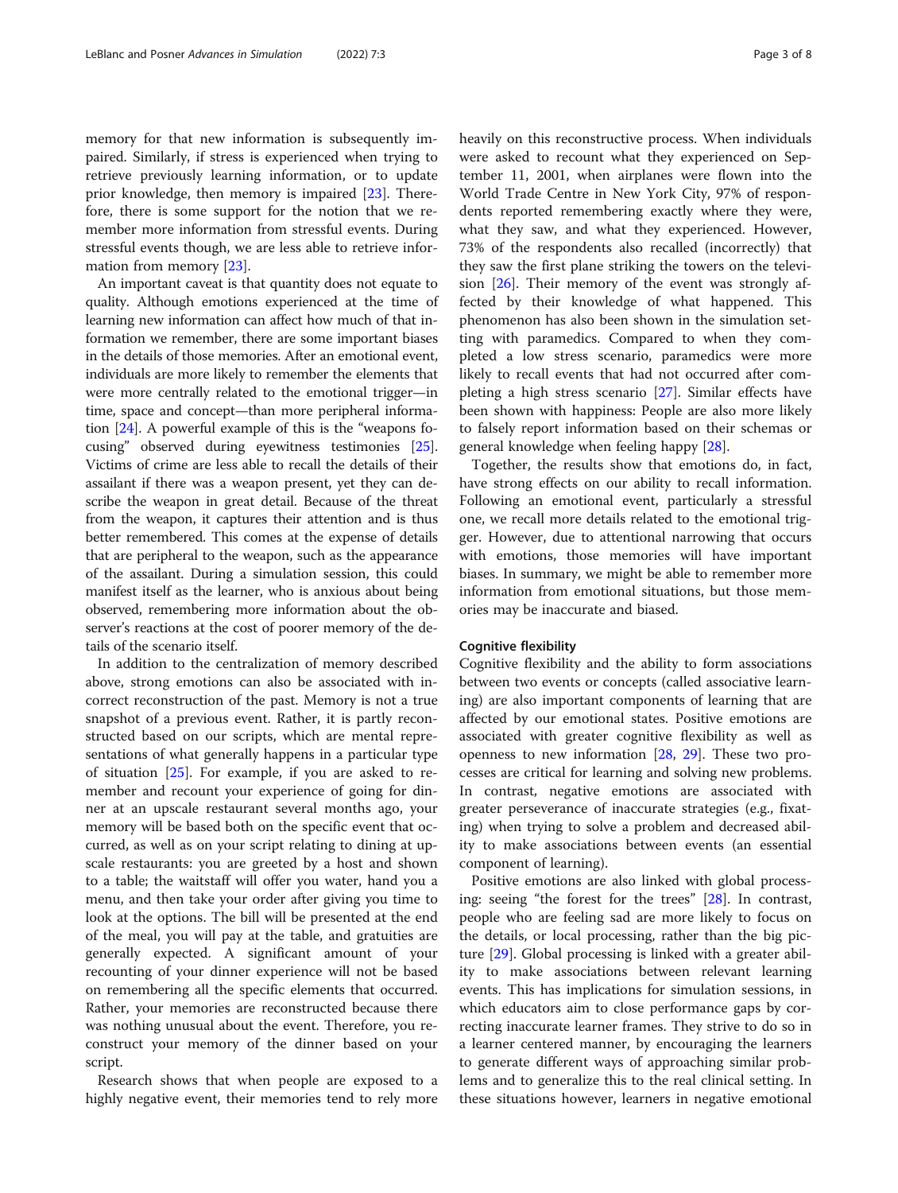memory for that new information is subsequently impaired. Similarly, if stress is experienced when trying to retrieve previously learning information, or to update prior knowledge, then memory is impaired [23]. Therefore, there is some support for the notion that we remember more information from stressful events. During stressful events though, we are less able to retrieve information from memory [23].

An important caveat is that quantity does not equate to quality. Although emotions experienced at the time of learning new information can affect how much of that information we remember, there are some important biases in the details of those memories. After an emotional event, individuals are more likely to remember the elements that were more centrally related to the emotional trigger—in time, space and concept—than more peripheral information [24]. A powerful example of this is the "weapons focusing" observed during eyewitness testimonies [25]. Victims of crime are less able to recall the details of their assailant if there was a weapon present, yet they can describe the weapon in great detail. Because of the threat from the weapon, it captures their attention and is thus better remembered. This comes at the expense of details that are peripheral to the weapon, such as the appearance of the assailant. During a simulation session, this could manifest itself as the learner, who is anxious about being observed, remembering more information about the observer's reactions at the cost of poorer memory of the details of the scenario itself.

In addition to the centralization of memory described above, strong emotions can also be associated with incorrect reconstruction of the past. Memory is not a true snapshot of a previous event. Rather, it is partly reconstructed based on our scripts, which are mental representations of what generally happens in a particular type of situation [25]. For example, if you are asked to remember and recount your experience of going for dinner at an upscale restaurant several months ago, your memory will be based both on the specific event that occurred, as well as on your script relating to dining at upscale restaurants: you are greeted by a host and shown to a table; the waitstaff will offer you water, hand you a menu, and then take your order after giving you time to look at the options. The bill will be presented at the end of the meal, you will pay at the table, and gratuities are generally expected. A significant amount of your recounting of your dinner experience will not be based on remembering all the specific elements that occurred. Rather, your memories are reconstructed because there was nothing unusual about the event. Therefore, you reconstruct your memory of the dinner based on your script.

Research shows that when people are exposed to a highly negative event, their memories tend to rely more heavily on this reconstructive process. When individuals were asked to recount what they experienced on September 11, 2001, when airplanes were flown into the World Trade Centre in New York City, 97% of respondents reported remembering exactly where they were, what they saw, and what they experienced. However, 73% of the respondents also recalled (incorrectly) that they saw the first plane striking the towers on the television [26]. Their memory of the event was strongly affected by their knowledge of what happened. This phenomenon has also been shown in the simulation setting with paramedics. Compared to when they completed a low stress scenario, paramedics were more likely to recall events that had not occurred after completing a high stress scenario [27]. Similar effects have been shown with happiness: People are also more likely to falsely report information based on their schemas or general knowledge when feeling happy [28].

Together, the results show that emotions do, in fact, have strong effects on our ability to recall information. Following an emotional event, particularly a stressful one, we recall more details related to the emotional trigger. However, due to attentional narrowing that occurs with emotions, those memories will have important biases. In summary, we might be able to remember more information from emotional situations, but those memories may be inaccurate and biased.

### Cognitive flexibility

Cognitive flexibility and the ability to form associations between two events or concepts (called associative learning) are also important components of learning that are affected by our emotional states. Positive emotions are associated with greater cognitive flexibility as well as openness to new information [28, 29]. These two processes are critical for learning and solving new problems. In contrast, negative emotions are associated with greater perseverance of inaccurate strategies (e.g., fixating) when trying to solve a problem and decreased ability to make associations between events (an essential component of learning).

Positive emotions are also linked with global processing: seeing "the forest for the trees" [28]. In contrast, people who are feeling sad are more likely to focus on the details, or local processing, rather than the big picture [29]. Global processing is linked with a greater ability to make associations between relevant learning events. This has implications for simulation sessions, in which educators aim to close performance gaps by correcting inaccurate learner frames. They strive to do so in a learner centered manner, by encouraging the learners to generate different ways of approaching similar problems and to generalize this to the real clinical setting. In these situations however, learners in negative emotional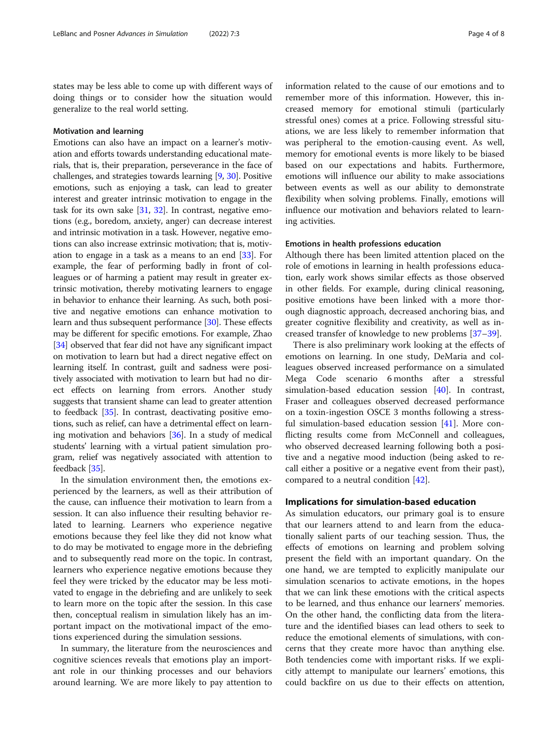states may be less able to come up with different ways of doing things or to consider how the situation would generalize to the real world setting.

#### Motivation and learning

Emotions can also have an impact on a learner's motivation and efforts towards understanding educational materials, that is, their preparation, perseverance in the face of challenges, and strategies towards learning [9, 30]. Positive emotions, such as enjoying a task, can lead to greater interest and greater intrinsic motivation to engage in the task for its own sake [31, 32]. In contrast, negative emotions (e.g., boredom, anxiety, anger) can decrease interest and intrinsic motivation in a task. However, negative emotions can also increase extrinsic motivation; that is, motivation to engage in a task as a means to an end [33]. For example, the fear of performing badly in front of colleagues or of harming a patient may result in greater extrinsic motivation, thereby motivating learners to engage in behavior to enhance their learning. As such, both positive and negative emotions can enhance motivation to learn and thus subsequent performance [30]. These effects may be different for specific emotions. For example, Zhao [34] observed that fear did not have any significant impact on motivation to learn but had a direct negative effect on learning itself. In contrast, guilt and sadness were positively associated with motivation to learn but had no direct effects on learning from errors. Another study suggests that transient shame can lead to greater attention to feedback [35]. In contrast, deactivating positive emotions, such as relief, can have a detrimental effect on learning motivation and behaviors [36]. In a study of medical students' learning with a virtual patient simulation program, relief was negatively associated with attention to feedback [35].

In the simulation environment then, the emotions experienced by the learners, as well as their attribution of the cause, can influence their motivation to learn from a session. It can also influence their resulting behavior related to learning. Learners who experience negative emotions because they feel like they did not know what to do may be motivated to engage more in the debriefing and to subsequently read more on the topic. In contrast, learners who experience negative emotions because they feel they were tricked by the educator may be less motivated to engage in the debriefing and are unlikely to seek to learn more on the topic after the session. In this case then, conceptual realism in simulation likely has an important impact on the motivational impact of the emotions experienced during the simulation sessions.

In summary, the literature from the neurosciences and cognitive sciences reveals that emotions play an important role in our thinking processes and our behaviors around learning. We are more likely to pay attention to information related to the cause of our emotions and to remember more of this information. However, this increased memory for emotional stimuli (particularly stressful ones) comes at a price. Following stressful situations, we are less likely to remember information that was peripheral to the emotion-causing event. As well, memory for emotional events is more likely to be biased based on our expectations and habits. Furthermore, emotions will influence our ability to make associations between events as well as our ability to demonstrate flexibility when solving problems. Finally, emotions will influence our motivation and behaviors related to learning activities.

#### Emotions in health professions education

Although there has been limited attention placed on the role of emotions in learning in health professions education, early work shows similar effects as those observed in other fields. For example, during clinical reasoning, positive emotions have been linked with a more thorough diagnostic approach, decreased anchoring bias, and greater cognitive flexibility and creativity, as well as increased transfer of knowledge to new problems [37–39].

There is also preliminary work looking at the effects of emotions on learning. In one study, DeMaria and colleagues observed increased performance on a simulated Mega Code scenario 6 months after a stressful simulation-based education session [40]. In contrast, Fraser and colleagues observed decreased performance on a toxin-ingestion OSCE 3 months following a stressful simulation-based education session [41]. More conflicting results come from McConnell and colleagues, who observed decreased learning following both a positive and a negative mood induction (being asked to recall either a positive or a negative event from their past), compared to a neutral condition [42].

### Implications for simulation-based education

As simulation educators, our primary goal is to ensure that our learners attend to and learn from the educationally salient parts of our teaching session. Thus, the effects of emotions on learning and problem solving present the field with an important quandary. On the one hand, we are tempted to explicitly manipulate our simulation scenarios to activate emotions, in the hopes that we can link these emotions with the critical aspects to be learned, and thus enhance our learners' memories. On the other hand, the conflicting data from the literature and the identified biases can lead others to seek to reduce the emotional elements of simulations, with concerns that they create more havoc than anything else. Both tendencies come with important risks. If we explicitly attempt to manipulate our learners' emotions, this could backfire on us due to their effects on attention,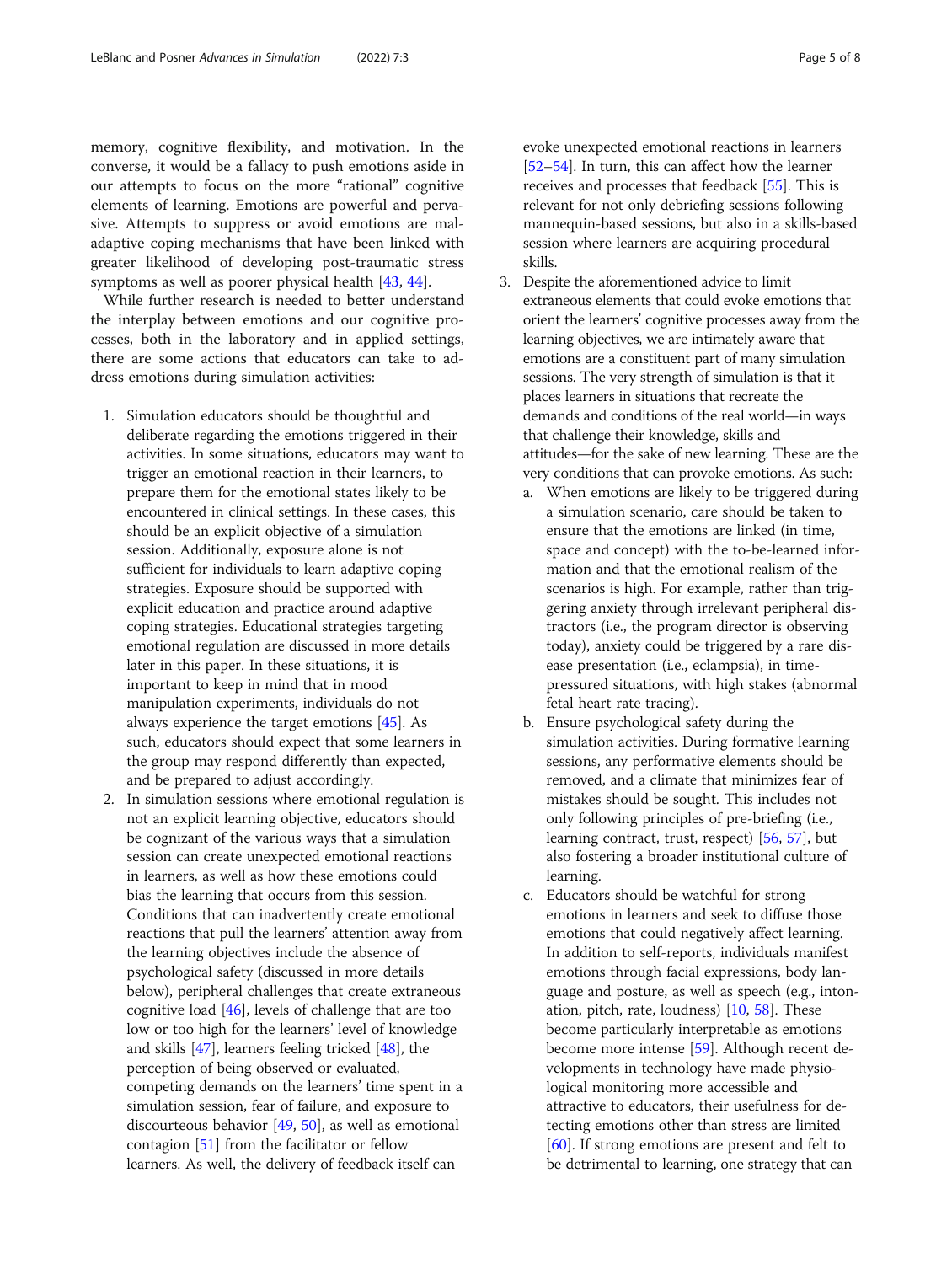memory, cognitive flexibility, and motivation. In the converse, it would be a fallacy to push emotions aside in our attempts to focus on the more "rational" cognitive elements of learning. Emotions are powerful and pervasive. Attempts to suppress or avoid emotions are maladaptive coping mechanisms that have been linked with greater likelihood of developing post-traumatic stress symptoms as well as poorer physical health [43, 44].

While further research is needed to better understand the interplay between emotions and our cognitive processes, both in the laboratory and in applied settings, there are some actions that educators can take to address emotions during simulation activities:

1. Simulation educators should be thoughtful and deliberate regarding the emotions triggered in their activities. In some situations, educators may want to trigger an emotional reaction in their learners, to prepare them for the emotional states likely to be encountered in clinical settings. In these cases, this should be an explicit objective of a simulation session. Additionally, exposure alone is not sufficient for individuals to learn adaptive coping strategies. Exposure should be supported with explicit education and practice around adaptive coping strategies. Educational strategies targeting emotional regulation are discussed in more details later in this paper. In these situations, it is important to keep in mind that in mood manipulation experiments, individuals do not always experience the target emotions [45]. As such, educators should expect that some learners in the group may respond differently than expected, and be prepared to adjust accordingly.
2. In simulation sessions where emotional regulation is not an explicit learning objective, educators should be cognizant of the various ways that a simulation session can create unexpected emotional reactions in learners, as well as how these emotions could bias the learning that occurs from this session. Conditions that can inadvertently create emotional reactions that pull the learners' attention away from the learning objectives include the absence of psychological safety (discussed in more details below), peripheral challenges that create extraneous cognitive load [46], levels of challenge that are too low or too high for the learners' level of knowledge and skills [47], learners feeling tricked [48], the perception of being observed or evaluated, competing demands on the learners' time spent in a simulation session, fear of failure, and exposure to discourteous behavior [49, 50], as well as emotional contagion [51] from the facilitator or fellow learners. As well, the delivery of feedback itself can evoke unexpected emotional reactions in learners [52–54]. In turn, this can affect how the learner receives and processes that feedback [55]. This is relevant for not only debriefing sessions following mannequin-based sessions, but also in a skills-based session where learners are acquiring procedural skills.
3. Despite the aforementioned advice to limit extraneous elements that could evoke emotions that orient the learners' cognitive processes away from the learning objectives, we are intimately aware that emotions are a constituent part of many simulation sessions. The very strength of simulation is that it places learners in situations that recreate the demands and conditions of the real world—in ways that challenge their knowledge, skills and attitudes—for the sake of new learning. These are the very conditions that can provoke emotions. As such:
   a. When emotions are likely to be triggered during a simulation scenario, care should be taken to ensure that the emotions are linked (in time, space and concept) with the to-be-learned information and that the emotional realism of the scenarios is high. For example, rather than triggering anxiety through irrelevant peripheral distractors (i.e., the program director is observing today), anxiety could be triggered by a rare disease presentation (i.e., eclampsia), in time-pressured situations, with high stakes (abnormal fetal heart rate tracing).
   b. Ensure psychological safety during the simulation activities. During formative learning sessions, any performative elements should be removed, and a climate that minimizes fear of mistakes should be sought. This includes not only following principles of pre-briefing (i.e., learning contract, trust, respect) [56, 57], but also fostering a broader institutional culture of learning.
   c. Educators should be watchful for strong emotions in learners and seek to diffuse those emotions that could negatively affect learning. In addition to self-reports, individuals manifest emotions through facial expressions, body language and posture, as well as speech (e.g., intonation, pitch, rate, loudness) [10, 58]. These become particularly interpretable as emotions become more intense [59]. Although recent developments in technology have made physiological monitoring more accessible and attractive to educators, their usefulness for detecting emotions other than stress are limited [60]. If strong emotions are present and felt to be detrimental to learning, one strategy that can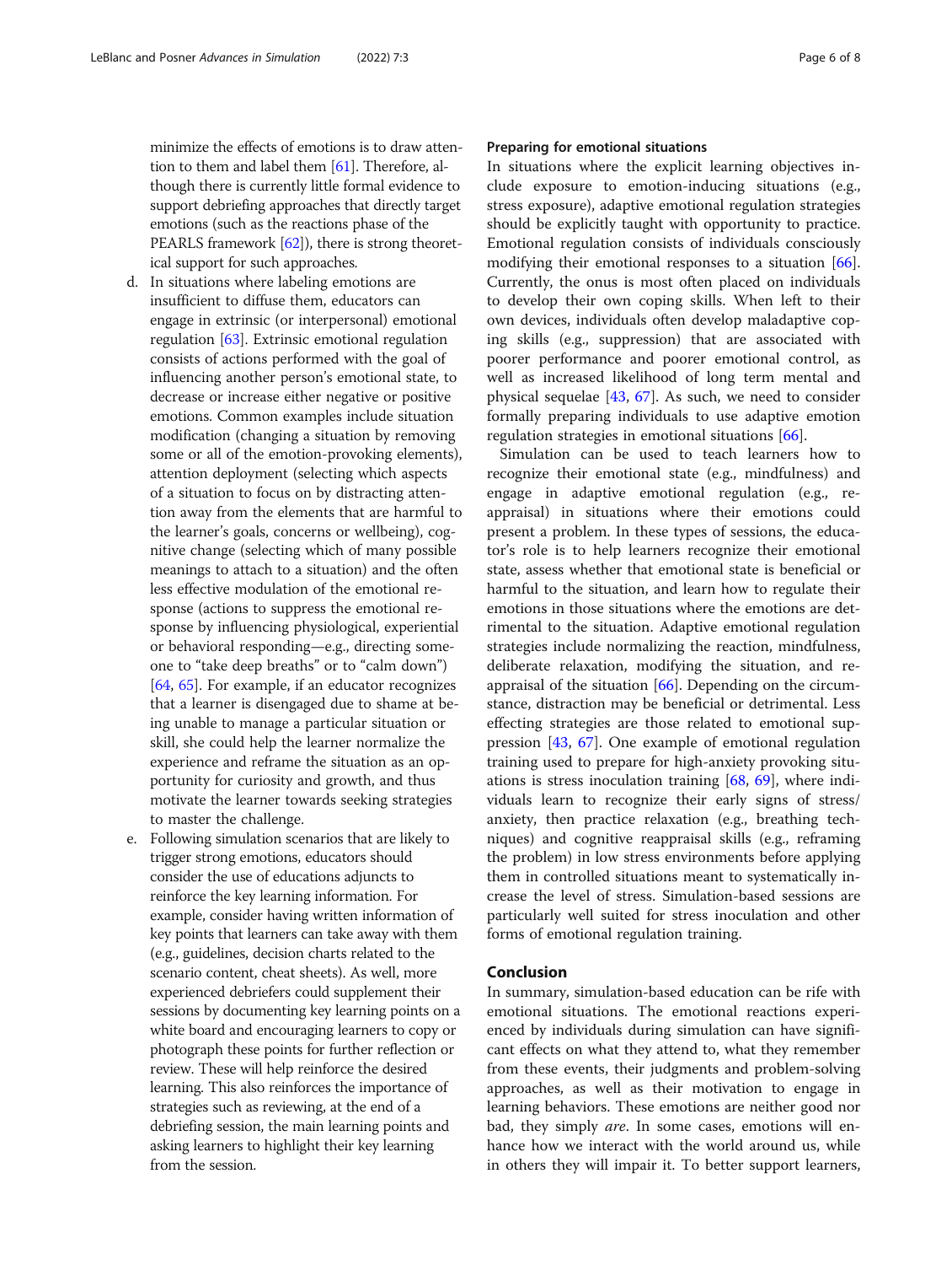minimize the effects of emotions is to draw attention to them and label them [61]. Therefore, although there is currently little formal evidence to support debriefing approaches that directly target emotions (such as the reactions phase of the PEARLS framework [62]), there is strong theoretical support for such approaches.

d. In situations where labeling emotions are insufficient to diffuse them, educators can engage in extrinsic (or interpersonal) emotional regulation [63]. Extrinsic emotional regulation consists of actions performed with the goal of influencing another person's emotional state, to decrease or increase either negative or positive emotions. Common examples include situation modification (changing a situation by removing some or all of the emotion-provoking elements), attention deployment (selecting which aspects of a situation to focus on by distracting attention away from the elements that are harmful to the learner's goals, concerns or wellbeing), cognitive change (selecting which of many possible meanings to attach to a situation) and the often less effective modulation of the emotional response (actions to suppress the emotional response by influencing physiological, experiential or behavioral responding—e.g., directing someone to "take deep breaths" or to "calm down") [64, 65]. For example, if an educator recognizes that a learner is disengaged due to shame at being unable to manage a particular situation or skill, she could help the learner normalize the experience and reframe the situation as an opportunity for curiosity and growth, and thus motivate the learner towards seeking strategies to master the challenge.

e. Following simulation scenarios that are likely to trigger strong emotions, educators should consider the use of educations adjuncts to reinforce the key learning information. For example, consider having written information of key points that learners can take away with them (e.g., guidelines, decision charts related to the scenario content, cheat sheets). As well, more experienced debriefers could supplement their sessions by documenting key learning points on a white board and encouraging learners to copy or photograph these points for further reflection or review. These will help reinforce the desired learning. This also reinforces the importance of strategies such as reviewing, at the end of a debriefing session, the main learning points and asking learners to highlight their key learning from the session.

### Preparing for emotional situations

In situations where the explicit learning objectives include exposure to emotion-inducing situations (e.g., stress exposure), adaptive emotional regulation strategies should be explicitly taught with opportunity to practice. Emotional regulation consists of individuals consciously modifying their emotional responses to a situation [66]. Currently, the onus is most often placed on individuals to develop their own coping skills. When left to their own devices, individuals often develop maladaptive coping skills (e.g., suppression) that are associated with poorer performance and poorer emotional control, as well as increased likelihood of long term mental and physical sequelae [43, 67]. As such, we need to consider formally preparing individuals to use adaptive emotion regulation strategies in emotional situations [66].

Simulation can be used to teach learners how to recognize their emotional state (e.g., mindfulness) and engage in adaptive emotional regulation (e.g., reappraisal) in situations where their emotions could present a problem. In these types of sessions, the educator's role is to help learners recognize their emotional state, assess whether that emotional state is beneficial or harmful to the situation, and learn how to regulate their emotions in those situations where the emotions are detrimental to the situation. Adaptive emotional regulation strategies include normalizing the reaction, mindfulness, deliberate relaxation, modifying the situation, and reappraisal of the situation [66]. Depending on the circumstance, distraction may be beneficial or detrimental. Less effecting strategies are those related to emotional suppression [43, 67]. One example of emotional regulation training used to prepare for high-anxiety provoking situations is stress inoculation training [68, 69], where individuals learn to recognize their early signs of stress/anxiety, then practice relaxation (e.g., breathing techniques) and cognitive reappraisal skills (e.g., reframing the problem) in low stress environments before applying them in controlled situations meant to systematically increase the level of stress. Simulation-based sessions are particularly well suited for stress inoculation and other forms of emotional regulation training.

## Conclusion

In summary, simulation-based education can be rife with emotional situations. The emotional reactions experienced by individuals during simulation can have significant effects on what they attend to, what they remember from these events, their judgments and problem-solving approaches, as well as their motivation to engage in learning behaviors. These emotions are neither good nor bad, they simply *are*. In some cases, emotions will enhance how we interact with the world around us, while in others they will impair it. To better support learners,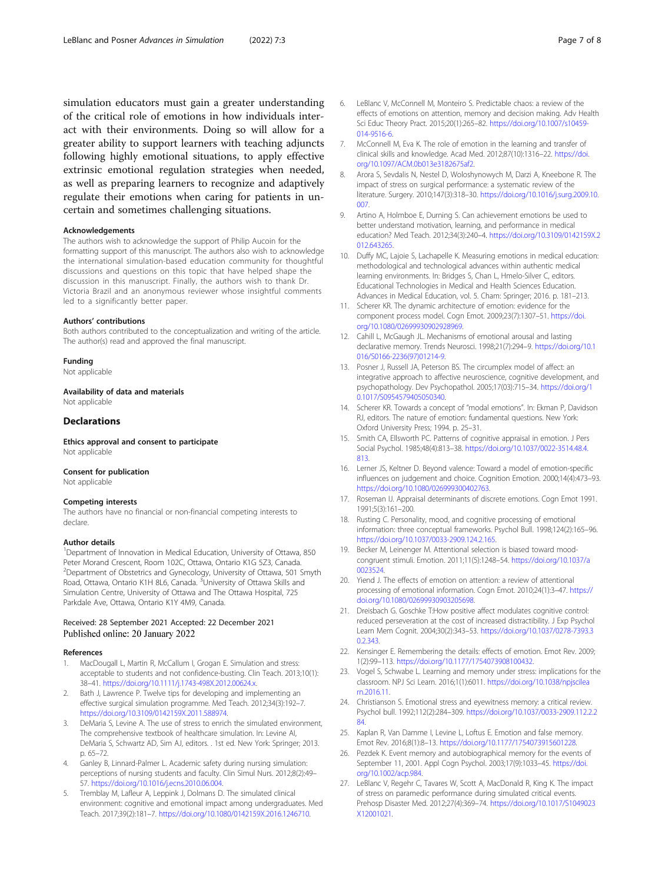simulation educators must gain a greater understanding of the critical role of emotions in how individuals interact with their environments. Doing so will allow for a greater ability to support learners with teaching adjuncts following highly emotional situations, to apply effective extrinsic emotional regulation strategies when needed, as well as preparing learners to recognize and adaptively regulate their emotions when caring for patients in uncertain and sometimes challenging situations.

#### Acknowledgements

The authors wish to acknowledge the support of Philip Aucoin for the formatting support of this manuscript. The authors also wish to acknowledge the international simulation-based education community for thoughtful discussions and questions on this topic that have helped shape the discussion in this manuscript. Finally, the authors wish to thank Dr. Victoria Brazil and an anonymous reviewer whose insightful comments led to a significantly better paper.

#### Authors' contributions

Both authors contributed to the conceptualization and writing of the article. The author(s) read and approved the final manuscript.

#### Funding

Not applicable

#### Availability of data and materials

Not applicable

## Declarations

#### Ethics approval and consent to participate

Not applicable

#### Consent for publication

Not applicable

#### Competing interests

The authors have no financial or non-financial competing interests to declare.

#### Author details

[1]Department of Innovation in Medical Education, University of Ottawa, 850 Peter Morand Crescent, Room 102C, Ottawa, Ontario K1G 5Z3, Canada. [2]Department of Obstetrics and Gynecology, University of Ottawa, 501 Smyth Road, Ottawa, Ontario K1H 8L6, Canada. [3]University of Ottawa Skills and Simulation Centre, University of Ottawa and The Ottawa Hospital, 725 Parkdale Ave, Ottawa, Ontario K1Y 4M9, Canada.

Received: 28 September 2021 Accepted: 22 December 2021
Published online: 20 January 2022

#### References

1. MacDougall L, Martin R, McCallum I, Grogan E. Simulation and stress: acceptable to students and not confidence-busting. Clin Teach. 2013;10(1): 38–41. https://doi.org/10.1111/j.1743-498X.2012.00624.x.
2. Bath J, Lawrence P. Twelve tips for developing and implementing an effective surgical simulation programme. Med Teach. 2012;34(3):192–7. https://doi.org/10.3109/0142159X.2011.588974.
3. DeMaria S, Levine A. The use of stress to enrich the simulated environment, The comprehensive textbook of healthcare simulation. In: Levine AI, DeMaria S, Schwartz AD, Sim AJ, editors. . 1st ed. New York: Springer; 2013. p. 65–72.
4. Ganley B, Linnard-Palmer L. Academic safety during nursing simulation: perceptions of nursing students and faculty. Clin Simul Nurs. 2012;8(2):49–57. https://doi.org/10.1016/j.ecns.2010.06.004.
5. Tremblay M, Lafleur A, Leppink J, Dolmans D. The simulated clinical environment: cognitive and emotional impact among undergraduates. Med Teach. 2017;39(2):181–7. https://doi.org/10.1080/0142159X.2016.1246710.
6. LeBlanc V, McConnell M, Monteiro S. Predictable chaos: a review of the effects of emotions on attention, memory and decision making. Adv Health Sci Educ Theory Pract. 2015;20(1):265–82. https://doi.org/10.1007/s10459-014-9516-6.
7. McConnell M, Eva K. The role of emotion in the learning and transfer of clinical skills and knowledge. Acad Med. 2012;87(10):1316–22. https://doi.org/10.1097/ACM.0b013e3182675af2.
8. Arora S, Sevdalis N, Nestel D, Woloshynowych M, Darzi A, Kneebone R. The impact of stress on surgical performance: a systematic review of the literature. Surgery. 2010;147(3):318–30. https://doi.org/10.1016/j.surg.2009.10.007.
9. Artino A, Holmboe E, Durning S. Can achievement emotions be used to better understand motivation, learning, and performance in medical education? Med Teach. 2012;34(3):240–4. https://doi.org/10.3109/0142159X.2012.643265.
10. Duffy MC, Lajoie S, Lachapelle K. Measuring emotions in medical education: methodological and technological advances within authentic medical learning environments. In: Bridges S, Chan L, Hmelo-Silver C, editors. Educational Technologies in Medical and Health Sciences Education. Advances in Medical Education, vol. 5. Cham: Springer; 2016. p. 181–213.
11. Scherer KR. The dynamic architecture of emotion: evidence for the component process model. Cogn Emot. 2009;23(7):1307–51. https://doi.org/10.1080/02699930902928969.
12. Cahill L, McGaugh JL. Mechanisms of emotional arousal and lasting declarative memory. Trends Neurosci. 1998;21(7):294–9. https://doi.org/10.1016/S0166-2236(97)01214-9.
13. Posner J, Russell JA, Peterson BS. The circumplex model of affect: an integrative approach to affective neuroscience, cognitive development, and psychopathology. Dev Psychopathol. 2005;17(03):715–34. https://doi.org/10.1017/S0954579405050340.
14. Scherer KR. Towards a concept of "modal emotions". In: Ekman P, Davidson RJ, editors. The nature of emotion: fundamental questions. New York: Oxford University Press; 1994. p. 25–31.
15. Smith CA, Ellsworth PC. Patterns of cognitive appraisal in emotion. J Pers Social Psychol. 1985;48(4):813–38. https://doi.org/10.1037/0022-3514.48.4.813.
16. Lerner JS, Keltner D. Beyond valence: Toward a model of emotion-specific influences on judgement and choice. Cognition Emotion. 2000;14(4):473–93. https://doi.org/10.1080/026999300402763.
17. Roseman IJ. Appraisal determinants of discrete emotions. Cogn Emot 1991. 1991;5(3):161–200.
18. Rusting C. Personality, mood, and cognitive processing of emotional information: three conceptual frameworks. Psychol Bull. 1998;124(2):165–96. https://doi.org/10.1037/0033-2909.124.2.165.
19. Becker M, Leinenger M. Attentional selection is biased toward mood-congruent stimuli. Emotion. 2011;11(5):1248–54. https://doi.org/10.1037/a0023524.
20. Yiend J. The effects of emotion on attention: a review of attentional processing of emotional information. Cogn Emot. 2010;24(1):3–47. https://doi.org/10.1080/02699930903205698.
21. Dreisbach G. Goschke T:How positive affect modulates cognitive control: reduced perseveration at the cost of increased distractibility. J Exp Psychol Learn Mem Cognit. 2004;30(2):343–53. https://doi.org/10.1037/0278-7393.30.2.343.
22. Kensinger E. Remembering the details: effects of emotion. Emot Rev. 2009; 1(2):99–113. https://doi.org/10.1177/1754073908100432.
23. Vogel S, Schwabe L. Learning and memory under stress: implications for the classroom. NPJ Sci Learn. 2016;1(1):6011. https://doi.org/10.1038/npjscilearn.2016.11.
24. Christianson S. Emotional stress and eyewitness memory: a critical review. Psychol bull. 1992;112(2):284–309. https://doi.org/10.1037/0033-2909.112.2.284.
25. Kaplan R, Van Damme I, Levine L, Loftus E. Emotion and false memory. Emot Rev. 2016;8(1):8–13. https://doi.org/10.1177/1754073915601228.
26. Pezdek K. Event memory and autobiographical memory for the events of September 11, 2001. Appl Cogn Psychol. 2003;17(9):1033–45. https://doi.org/10.1002/acp.984.
27. LeBlanc V, Regehr C, Tavares W, Scott A, MacDonald R, King K. The impact of stress on paramedic performance during simulated critical events. Prehosp Disaster Med. 2012;27(4):369–74. https://doi.org/10.1017/S1049023X12001021.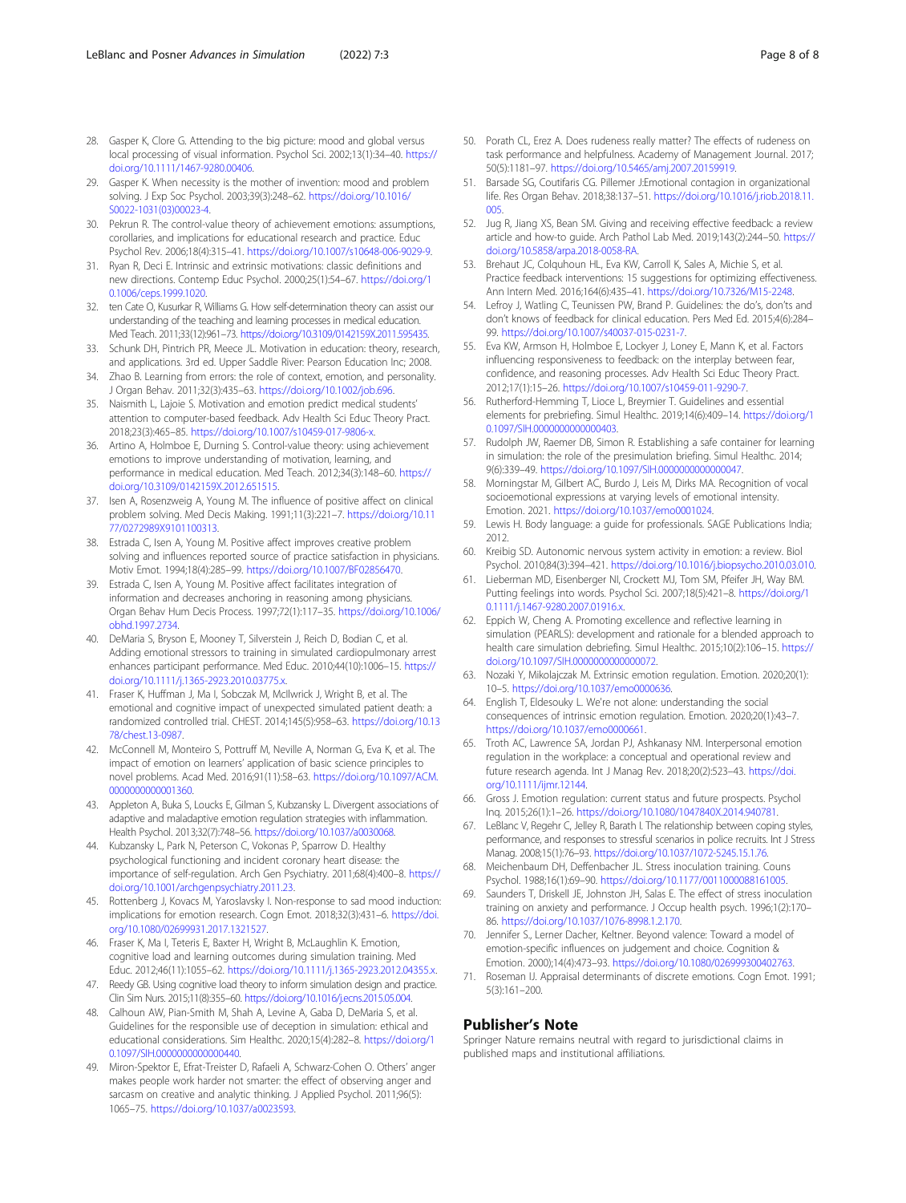28. Gasper K, Clore G. Attending to the big picture: mood and global versus local processing of visual information. Psychol Sci. 2002;13(1):34–40. https://doi.org/10.1111/1467-9280.00406.
29. Gasper K. When necessity is the mother of invention: mood and problem solving. J Exp Soc Psychol. 2003;39(3):248–62. https://doi.org/10.1016/S0022-1031(03)00023-4.
30. Pekrun R. The control-value theory of achievement emotions: assumptions, corollaries, and implications for educational research and practice. Educ Psychol Rev. 2006;18(4):315–41. https://doi.org/10.1007/s10648-006-9029-9.
31. Ryan R, Deci E. Intrinsic and extrinsic motivations: classic definitions and new directions. Contemp Educ Psychol. 2000;25(1):54–67. https://doi.org/10.1006/ceps.1999.1020.
32. ten Cate O, Kusurkar R, Williams G. How self-determination theory can assist our understanding of the teaching and learning processes in medical education. Med Teach. 2011;33(12):961–73. https://doi.org/10.3109/0142159X.2011.595435.
33. Schunk DH, Pintrich PR, Meece JL. Motivation in education: theory, research, and applications. 3rd ed. Upper Saddle River: Pearson Education Inc; 2008.
34. Zhao B. Learning from errors: the role of context, emotion, and personality. J Organ Behav. 2011;32(3):435–63. https://doi.org/10.1002/job.696.
35. Naismith L, Lajoie S. Motivation and emotion predict medical students' attention to computer-based feedback. Adv Health Sci Educ Theory Pract. 2018;23(3):465–85. https://doi.org/10.1007/s10459-017-9806-x.
36. Artino A, Holmboe E, Durning S. Control-value theory: using achievement emotions to improve understanding of motivation, learning, and performance in medical education. Med Teach. 2012;34(3):148–60. https://doi.org/10.3109/0142159X.2012.651515.
37. Isen A, Rosenzweig A, Young M. The influence of positive affect on clinical problem solving. Med Decis Making. 1991;11(3):221–7. https://doi.org/10.1177/0272989X9101100313.
38. Estrada C, Isen A, Young M. Positive affect improves creative problem solving and influences reported source of practice satisfaction in physicians. Motiv Emot. 1994;18(4):285–99. https://doi.org/10.1007/BF02856470.
39. Estrada C, Isen A, Young M. Positive affect facilitates integration of information and decreases anchoring in reasoning among physicians. Organ Behav Hum Decis Process. 1997;72(1):117–35. https://doi.org/10.1006/obhd.1997.2734.
40. DeMaria S, Bryson E, Mooney T, Silverstein J, Reich D, Bodian C, et al. Adding emotional stressors to training in simulated cardiopulmonary arrest enhances participant performance. Med Educ. 2010;44(10):1006–15. https://doi.org/10.1111/j.1365-2923.2010.03775.x.
41. Fraser K, Huffman J, Ma I, Sobczak M, McIlwrick J, Wright B, et al. The emotional and cognitive impact of unexpected simulated patient death: a randomized controlled trial. CHEST. 2014;145(5):958–63. https://doi.org/10.1378/chest.13-0987.
42. McConnell M, Monteiro S, Pottruff M, Neville A, Norman G, Eva K, et al. The impact of emotion on learners' application of basic science principles to novel problems. Acad Med. 2016;91(11):58–63. https://doi.org/10.1097/ACM.0000000000001360.
43. Appleton A, Buka S, Loucks E, Gilman S, Kubzansky L. Divergent associations of adaptive and maladaptive emotion regulation strategies with inflammation. Health Psychol. 2013;32(7):748–56. https://doi.org/10.1037/a0030068.
44. Kubzansky L, Park N, Peterson C, Vokonas P, Sparrow D. Healthy psychological functioning and incident coronary heart disease: the importance of self-regulation. Arch Gen Psychiatry. 2011;68(4):400–8. https://doi.org/10.1001/archgenpsychiatry.2011.23.
45. Rottenberg J, Kovacs M, Yaroslavsky I. Non-response to sad mood induction: implications for emotion research. Cogn Emot. 2018;32(3):431–6. https://doi.org/10.1080/02699931.2017.1321527.
46. Fraser K, Ma I, Teteris E, Baxter H, Wright B, McLaughlin K. Emotion, cognitive load and learning outcomes during simulation training. Med Educ. 2012;46(11):1055–62. https://doi.org/10.1111/j.1365-2923.2012.04355.x.
47. Reedy GB. Using cognitive load theory to inform simulation design and practice. Clin Sim Nurs. 2015;11(8):355–60. https://doi.org/10.1016/j.ecns.2015.05.004.
48. Calhoun AW, Pian-Smith M, Shah A, Levine A, Gaba D, DeMaria S, et al. Guidelines for the responsible use of deception in simulation: ethical and educational considerations. Sim Healthc. 2020;15(4):282–8. https://doi.org/10.1097/SIH.0000000000000440.
49. Miron-Spektor E, Efrat-Treister D, Rafaeli A, Schwarz-Cohen O. Others' anger makes people work harder not smarter: the effect of observing anger and sarcasm on creative and analytic thinking. J Applied Psychol. 2011;96(5):1065–75. https://doi.org/10.1037/a0023593.
50. Porath CL, Erez A. Does rudeness really matter? The effects of rudeness on task performance and helpfulness. Academy of Management Journal. 2017; 50(5):1181–97. https://doi.org/10.5465/amj.2007.20159919.
51. Barsade SG, Coutifaris CG. Pillemer J:Emotional contagion in organizational life. Res Organ Behav. 2018;38:137–51. https://doi.org/10.1016/j.riob.2018.11.005.
52. Jug R, Jiang XS, Bean SM. Giving and receiving effective feedback: a review article and how-to guide. Arch Pathol Lab Med. 2019;143(2):244–50. https://doi.org/10.5858/arpa.2018-0058-RA.
53. Brehaut JC, Colquhoun HL, Eva KW, Carroll K, Sales A, Michie S, et al. Practice feedback interventions: 15 suggestions for optimizing effectiveness. Ann Intern Med. 2016;164(6):435–41. https://doi.org/10.7326/M15-2248.
54. Lefroy J, Watling C, Teunissen PW, Brand P. Guidelines: the do's, don'ts and don't knows of feedback for clinical education. Pers Med Ed. 2015;4(6):284–99. https://doi.org/10.1007/s40037-015-0231-7.
55. Eva KW, Armson H, Holmboe E, Lockyer J, Loney E, Mann K, et al. Factors influencing responsiveness to feedback: on the interplay between fear, confidence, and reasoning processes. Adv Health Sci Educ Theory Pract. 2012;17(1):15–26. https://doi.org/10.1007/s10459-011-9290-7.
56. Rutherford-Hemming T, Lioce L, Breymier T. Guidelines and essential elements for prebriefing. Simul Healthc. 2019;14(6):409–14. https://doi.org/10.1097/SIH.0000000000000403.
57. Rudolph JW, Raemer DB, Simon R. Establishing a safe container for learning in simulation: the role of the presimulation briefing. Simul Healthc. 2014; 9(6):339–49. https://doi.org/10.1097/SIH.0000000000000047.
58. Morningstar M, Gilbert AC, Burdo J, Leis M, Dirks MA. Recognition of vocal socioemotional expressions at varying levels of emotional intensity. Emotion. 2021. https://doi.org/10.1037/emo0001024.
59. Lewis H. Body language: a guide for professionals. SAGE Publications India; 2012.
60. Kreibig SD. Autonomic nervous system activity in emotion: a review. Biol Psychol. 2010;84(3):394–421. https://doi.org/10.1016/j.biopsycho.2010.03.010.
61. Lieberman MD, Eisenberger NI, Crockett MJ, Tom SM, Pfeifer JH, Way BM. Putting feelings into words. Psychol Sci. 2007;18(5):421–8. https://doi.org/10.1111/j.1467-9280.2007.01916.x.
62. Eppich W, Cheng A. Promoting excellence and reflective learning in simulation (PEARLS): development and rationale for a blended approach to health care simulation debriefing. Simul Healthc. 2015;10(2):106–15. https://doi.org/10.1097/SIH.0000000000000072.
63. Nozaki Y, Mikolajczak M. Extrinsic emotion regulation. Emotion. 2020;20(1):10–5. https://doi.org/10.1037/emo0000636.
64. English T, Eldesouky L. We're not alone: understanding the social consequences of intrinsic emotion regulation. Emotion. 2020;20(1):43–7. https://doi.org/10.1037/emo0000661.
65. Troth AC, Lawrence SA, Jordan PJ, Ashkanasy NM. Interpersonal emotion regulation in the workplace: a conceptual and operational review and future research agenda. Int J Manag Rev. 2018;20(2):523–43. https://doi.org/10.1111/ijmr.12144.
66. Gross J. Emotion regulation: current status and future prospects. Psychol Inq. 2015;26(1):1–26. https://doi.org/10.1080/1047840X.2014.940781.
67. LeBlanc V, Regehr C, Jelley R, Barath I. The relationship between coping styles, performance, and responses to stressful scenarios in police recruits. Int J Stress Manag. 2008;15(1):76–93. https://doi.org/10.1037/1072-5245.15.1.76.
68. Meichenbaum DH, Deffenbacher JL. Stress inoculation training. Couns Psychol. 1988;16(1):69–90. https://doi.org/10.1177/0011000088161005.
69. Saunders T, Driskell JE, Johnston JH, Salas E. The effect of stress inoculation training on anxiety and performance. J Occup health psych. 1996;1(2):170–86. https://doi.org/10.1037/1076-8998.1.2.170.
70. Jennifer S., Lerner Dacher, Keltner. Beyond valence: Toward a model of emotion-specific influences on judgement and choice. Cognition & Emotion. 2000;14(4):473–93. https://doi.org/10.1080/026999300402763.
71. Roseman IJ. Appraisal determinants of discrete emotions. Cogn Emot. 1991; 5(3):161–200.

## Publisher's Note

Springer Nature remains neutral with regard to jurisdictional claims in published maps and institutional affiliations.